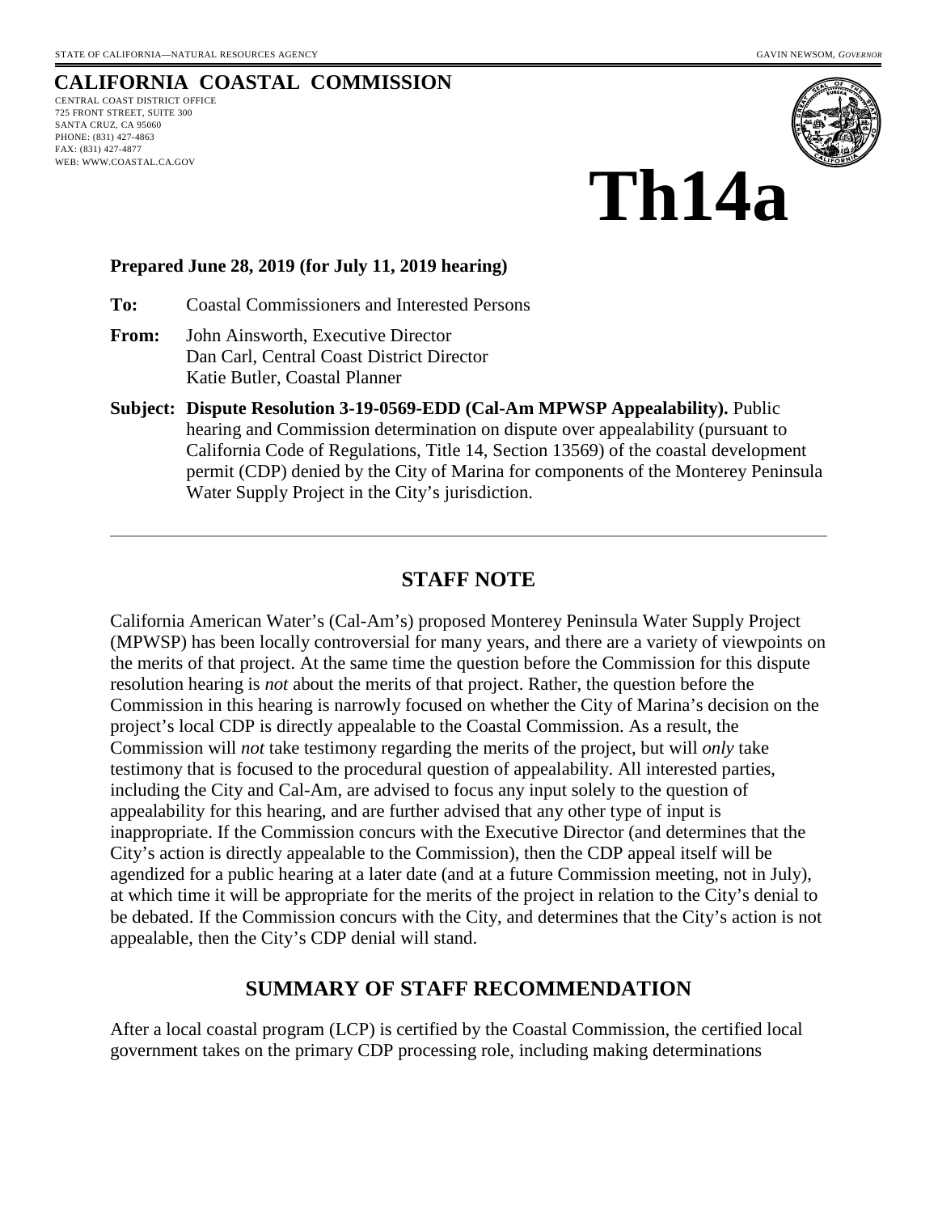STATE OF CALIFORNIA—NATURAL RESOURCES AGENCY GAVIN NEWSOM, *GOVERNOR*

# CALIFORNIA COASTAL COMMISSION

CENTRAL COAST DISTRICT OFFICE
725 FRONT STREET, SUITE 300
SANTA CRUZ, CA 95060
PHONE: (831) 427-4863
FAX: (831) 427-4877
WEB: WWW.COASTAL.CA.GOV

# Th14a

**Prepared June 28, 2019 (for July 11, 2019 hearing)**

**To:** Coastal Commissioners and Interested Persons

**From:** John Ainsworth, Executive Director
Dan Carl, Central Coast District Director
Katie Butler, Coastal Planner

**Subject: Dispute Resolution 3-19-0569-EDD (Cal-Am MPWSP Appealability).** Public hearing and Commission determination on dispute over appealability (pursuant to California Code of Regulations, Title 14, Section 13569) of the coastal development permit (CDP) denied by the City of Marina for components of the Monterey Peninsula Water Supply Project in the City's jurisdiction.

---

## STAFF NOTE

California American Water's (Cal-Am's) proposed Monterey Peninsula Water Supply Project (MPWSP) has been locally controversial for many years, and there are a variety of viewpoints on the merits of that project. At the same time the question before the Commission for this dispute resolution hearing is *not* about the merits of that project. Rather, the question before the Commission in this hearing is narrowly focused on whether the City of Marina's decision on the project's local CDP is directly appealable to the Coastal Commission. As a result, the Commission will *not* take testimony regarding the merits of the project, but will *only* take testimony that is focused to the procedural question of appealability. All interested parties, including the City and Cal-Am, are advised to focus any input solely to the question of appealability for this hearing, and are further advised that any other type of input is inappropriate. If the Commission concurs with the Executive Director (and determines that the City's action is directly appealable to the Commission), then the CDP appeal itself will be agendized for a public hearing at a later date (and at a future Commission meeting, not in July), at which time it will be appropriate for the merits of the project in relation to the City's denial to be debated. If the Commission concurs with the City, and determines that the City's action is not appealable, then the City's CDP denial will stand.

## SUMMARY OF STAFF RECOMMENDATION

After a local coastal program (LCP) is certified by the Coastal Commission, the certified local government takes on the primary CDP processing role, including making determinations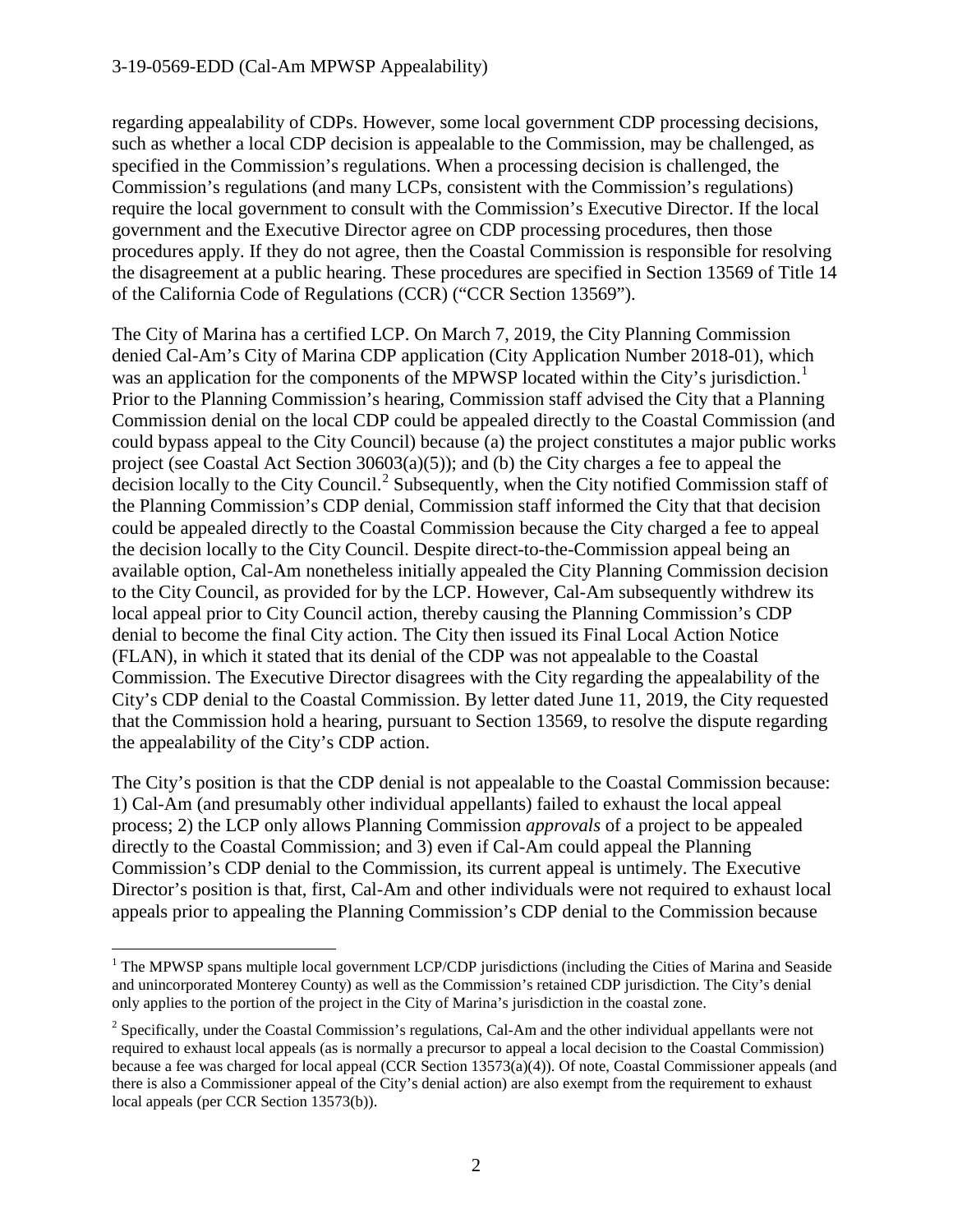regarding appealability of CDPs. However, some local government CDP processing decisions, such as whether a local CDP decision is appealable to the Commission, may be challenged, as specified in the Commission's regulations. When a processing decision is challenged, the Commission's regulations (and many LCPs, consistent with the Commission's regulations) require the local government to consult with the Commission's Executive Director. If the local government and the Executive Director agree on CDP processing procedures, then those procedures apply. If they do not agree, then the Coastal Commission is responsible for resolving the disagreement at a public hearing. These procedures are specified in Section 13569 of Title 14 of the California Code of Regulations (CCR) ("CCR Section 13569").

The City of Marina has a certified LCP. On March 7, 2019, the City Planning Commission denied Cal-Am's City of Marina CDP application (City Application Number 2018-01), which was an application for the components of the MPWSP located within the City's jurisdiction.[1] Prior to the Planning Commission's hearing, Commission staff advised the City that a Planning Commission denial on the local CDP could be appealed directly to the Coastal Commission (and could bypass appeal to the City Council) because (a) the project constitutes a major public works project (see Coastal Act Section 30603(a)(5)); and (b) the City charges a fee to appeal the decision locally to the City Council.[2] Subsequently, when the City notified Commission staff of the Planning Commission's CDP denial, Commission staff informed the City that that decision could be appealed directly to the Coastal Commission because the City charged a fee to appeal the decision locally to the City Council. Despite direct-to-the-Commission appeal being an available option, Cal-Am nonetheless initially appealed the City Planning Commission decision to the City Council, as provided for by the LCP. However, Cal-Am subsequently withdrew its local appeal prior to City Council action, thereby causing the Planning Commission's CDP denial to become the final City action. The City then issued its Final Local Action Notice (FLAN), in which it stated that its denial of the CDP was not appealable to the Coastal Commission. The Executive Director disagrees with the City regarding the appealability of the City's CDP denial to the Coastal Commission. By letter dated June 11, 2019, the City requested that the Commission hold a hearing, pursuant to Section 13569, to resolve the dispute regarding the appealability of the City's CDP action.

The City's position is that the CDP denial is not appealable to the Coastal Commission because: 1) Cal-Am (and presumably other individual appellants) failed to exhaust the local appeal process; 2) the LCP only allows Planning Commission *approvals* of a project to be appealed directly to the Coastal Commission; and 3) even if Cal-Am could appeal the Planning Commission's CDP denial to the Commission, its current appeal is untimely. The Executive Director's position is that, first, Cal-Am and other individuals were not required to exhaust local appeals prior to appealing the Planning Commission's CDP denial to the Commission because

---

[1] The MPWSP spans multiple local government LCP/CDP jurisdictions (including the Cities of Marina and Seaside and unincorporated Monterey County) as well as the Commission's retained CDP jurisdiction. The City's denial only applies to the portion of the project in the City of Marina's jurisdiction in the coastal zone.

[2] Specifically, under the Coastal Commission's regulations, Cal-Am and the other individual appellants were not required to exhaust local appeals (as is normally a precursor to appeal a local decision to the Coastal Commission) because a fee was charged for local appeal (CCR Section 13573(a)(4)). Of note, Coastal Commissioner appeals (and there is also a Commissioner appeal of the City's denial action) are also exempt from the requirement to exhaust local appeals (per CCR Section 13573(b)).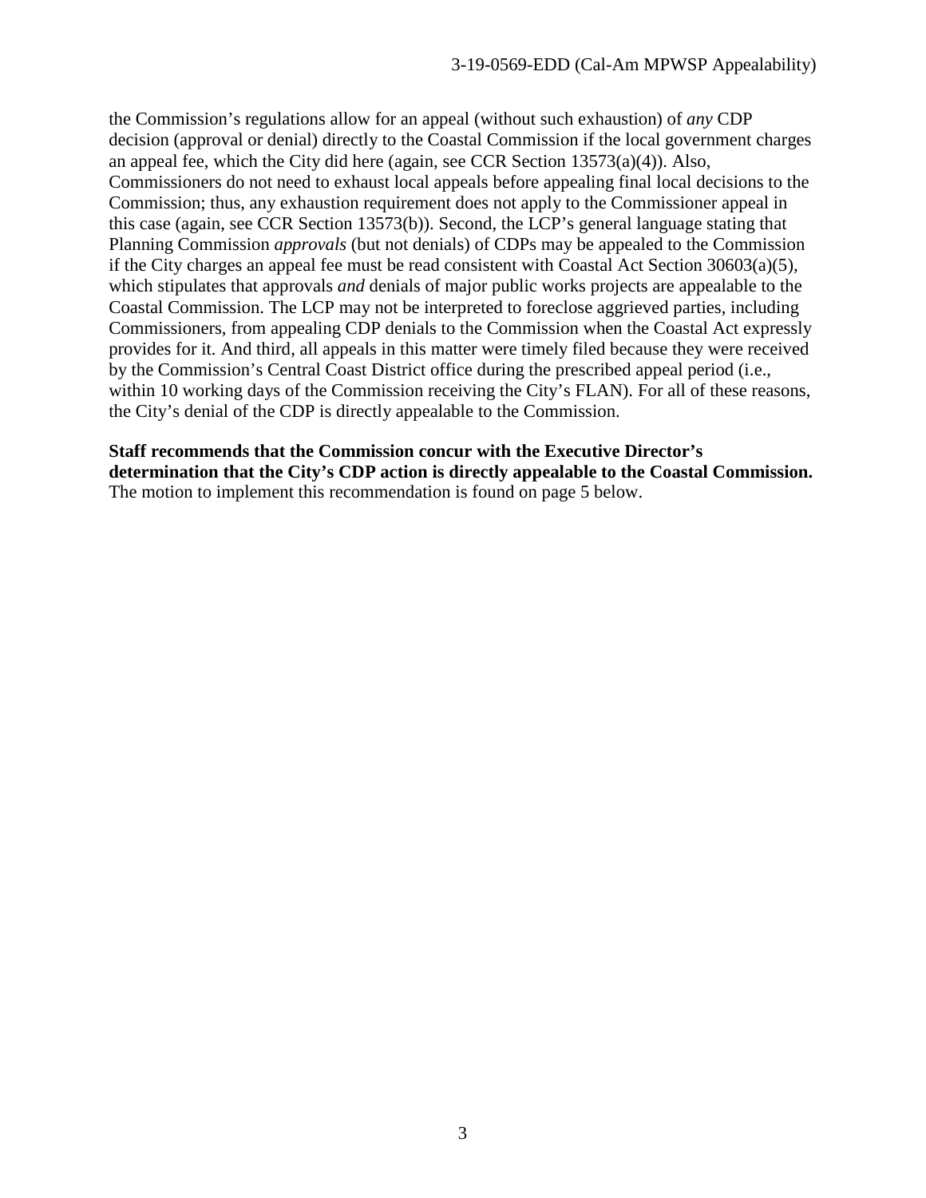the Commission's regulations allow for an appeal (without such exhaustion) of *any* CDP decision (approval or denial) directly to the Coastal Commission if the local government charges an appeal fee, which the City did here (again, see CCR Section 13573(a)(4)). Also, Commissioners do not need to exhaust local appeals before appealing final local decisions to the Commission; thus, any exhaustion requirement does not apply to the Commissioner appeal in this case (again, see CCR Section 13573(b)). Second, the LCP's general language stating that Planning Commission *approvals* (but not denials) of CDPs may be appealed to the Commission if the City charges an appeal fee must be read consistent with Coastal Act Section 30603(a)(5), which stipulates that approvals *and* denials of major public works projects are appealable to the Coastal Commission. The LCP may not be interpreted to foreclose aggrieved parties, including Commissioners, from appealing CDP denials to the Commission when the Coastal Act expressly provides for it. And third, all appeals in this matter were timely filed because they were received by the Commission's Central Coast District office during the prescribed appeal period (i.e., within 10 working days of the Commission receiving the City's FLAN). For all of these reasons, the City's denial of the CDP is directly appealable to the Commission.

**Staff recommends that the Commission concur with the Executive Director's determination that the City's CDP action is directly appealable to the Coastal Commission.** The motion to implement this recommendation is found on page 5 below.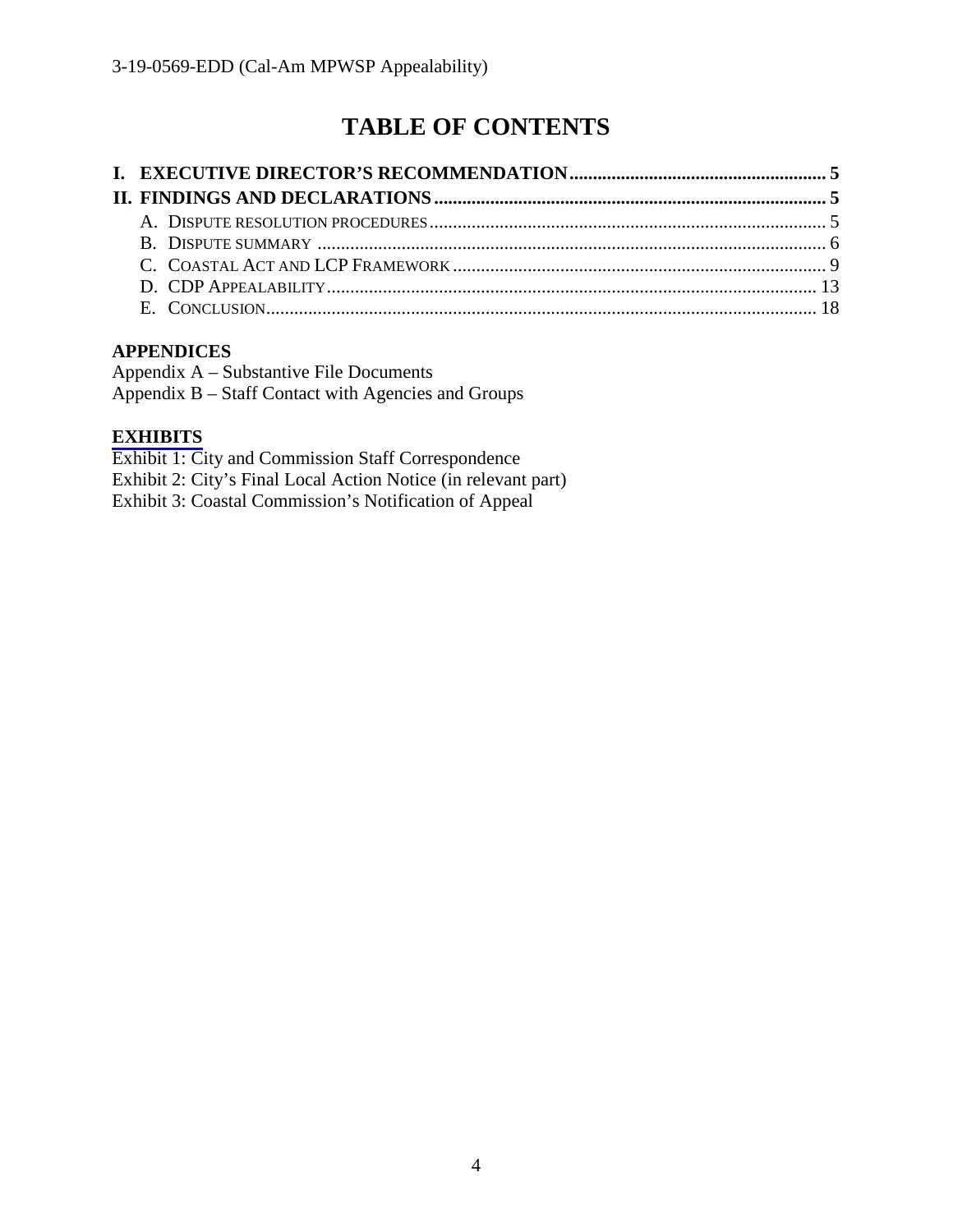# TABLE OF CONTENTS

**I. EXECUTIVE DIRECTOR'S RECOMMENDATION ...................................................... 5**

**II. FINDINGS AND DECLARATIONS ................................................................................... 5**

- A. DISPUTE RESOLUTION PROCEDURES ..................................................................................... 5
- B. DISPUTE SUMMARY ............................................................................................................ 6
- C. COASTAL ACT AND LCP FRAMEWORK .................................................................................. 9
- D. CDP APPEALABILITY ........................................................................................................ 13
- E. CONCLUSION ..................................................................................................................... 18

**APPENDICES**

Appendix A – Substantive File Documents
Appendix B – Staff Contact with Agencies and Groups

**EXHIBITS**

Exhibit 1: City and Commission Staff Correspondence
Exhibit 2: City's Final Local Action Notice (in relevant part)
Exhibit 3: Coastal Commission's Notification of Appeal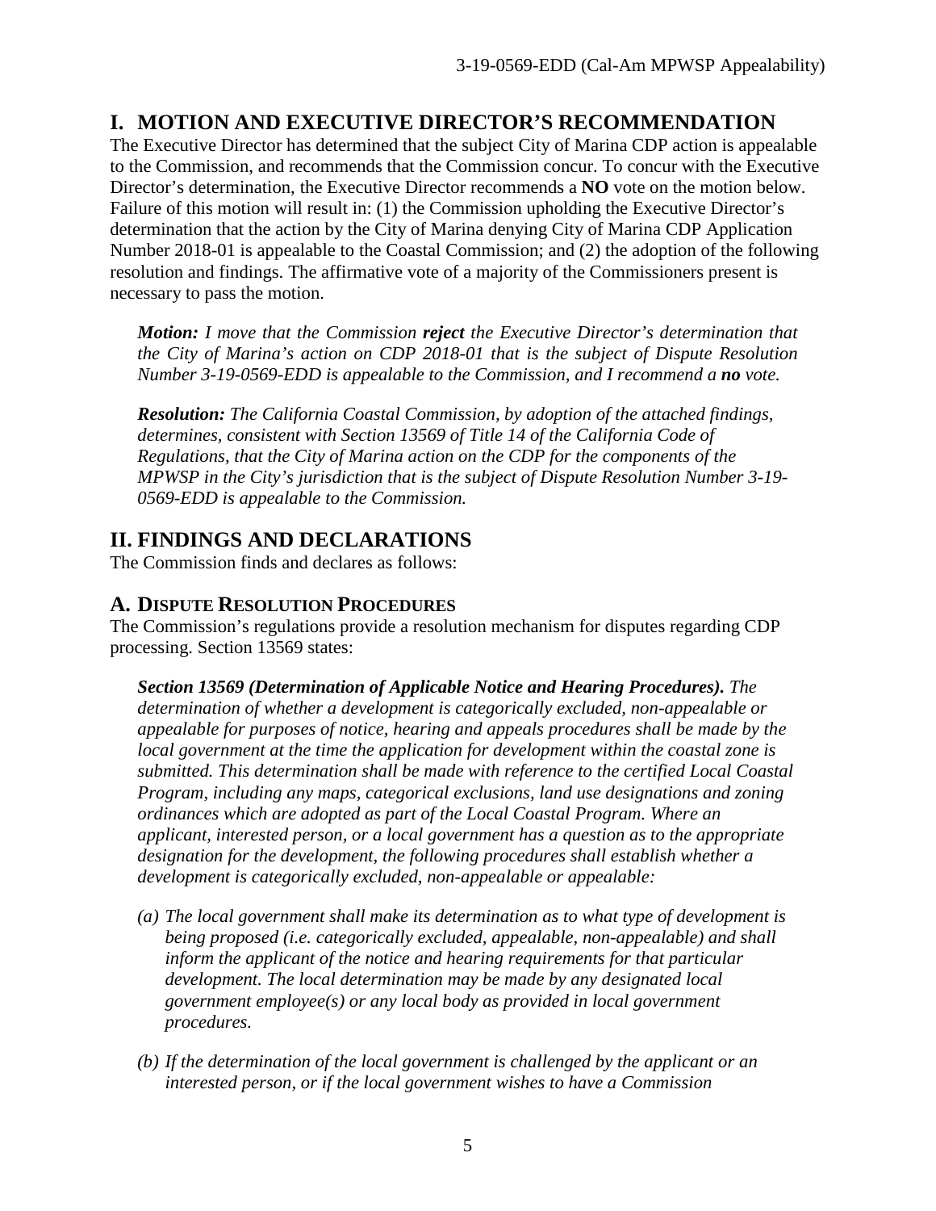## I. MOTION AND EXECUTIVE DIRECTOR'S RECOMMENDATION

The Executive Director has determined that the subject City of Marina CDP action is appealable to the Commission, and recommends that the Commission concur. To concur with the Executive Director's determination, the Executive Director recommends a **NO** vote on the motion below. Failure of this motion will result in: (1) the Commission upholding the Executive Director's determination that the action by the City of Marina denying City of Marina CDP Application Number 2018-01 is appealable to the Coastal Commission; and (2) the adoption of the following resolution and findings. The affirmative vote of a majority of the Commissioners present is necessary to pass the motion.

> ***Motion:*** *I move that the Commission* ***reject*** *the Executive Director's determination that the City of Marina's action on CDP 2018-01 that is the subject of Dispute Resolution Number 3-19-0569-EDD is appealable to the Commission, and I recommend a* ***no*** *vote.*
>
> ***Resolution:*** *The California Coastal Commission, by adoption of the attached findings, determines, consistent with Section 13569 of Title 14 of the California Code of Regulations, that the City of Marina action on the CDP for the components of the MPWSP in the City's jurisdiction that is the subject of Dispute Resolution Number 3-19-0569-EDD is appealable to the Commission.*

## II. FINDINGS AND DECLARATIONS

The Commission finds and declares as follows:

### A. DISPUTE RESOLUTION PROCEDURES

The Commission's regulations provide a resolution mechanism for disputes regarding CDP processing. Section 13569 states:

> ***Section 13569 (Determination of Applicable Notice and Hearing Procedures).*** *The determination of whether a development is categorically excluded, non-appealable or appealable for purposes of notice, hearing and appeals procedures shall be made by the local government at the time the application for development within the coastal zone is submitted. This determination shall be made with reference to the certified Local Coastal Program, including any maps, categorical exclusions, land use designations and zoning ordinances which are adopted as part of the Local Coastal Program. Where an applicant, interested person, or a local government has a question as to the appropriate designation for the development, the following procedures shall establish whether a development is categorically excluded, non-appealable or appealable:*
>
> *(a) The local government shall make its determination as to what type of development is being proposed (i.e. categorically excluded, appealable, non-appealable) and shall inform the applicant of the notice and hearing requirements for that particular development. The local determination may be made by any designated local government employee(s) or any local body as provided in local government procedures.*
>
> *(b) If the determination of the local government is challenged by the applicant or an interested person, or if the local government wishes to have a Commission*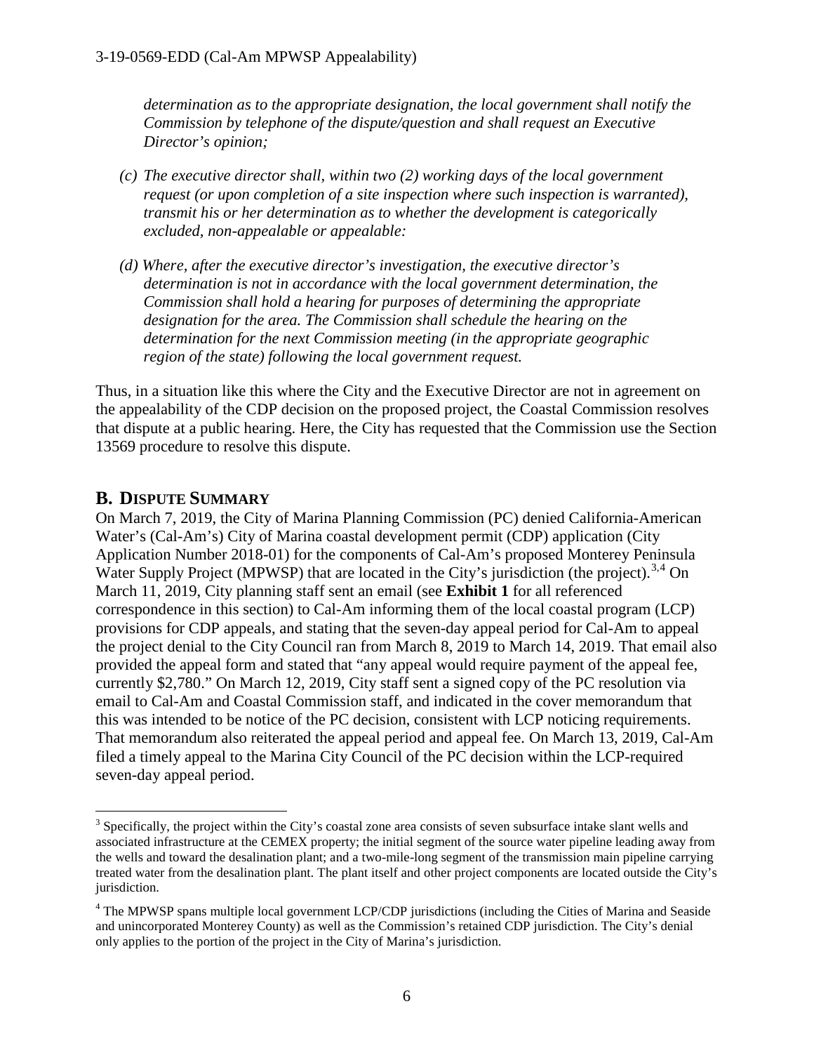*determination as to the appropriate designation, the local government shall notify the Commission by telephone of the dispute/question and shall request an Executive Director's opinion;*

*(c) The executive director shall, within two (2) working days of the local government request (or upon completion of a site inspection where such inspection is warranted), transmit his or her determination as to whether the development is categorically excluded, non-appealable or appealable:*

*(d) Where, after the executive director's investigation, the executive director's determination is not in accordance with the local government determination, the Commission shall hold a hearing for purposes of determining the appropriate designation for the area. The Commission shall schedule the hearing on the determination for the next Commission meeting (in the appropriate geographic region of the state) following the local government request.*

Thus, in a situation like this where the City and the Executive Director are not in agreement on the appealability of the CDP decision on the proposed project, the Coastal Commission resolves that dispute at a public hearing. Here, the City has requested that the Commission use the Section 13569 procedure to resolve this dispute.

## B. Dispute Summary

On March 7, 2019, the City of Marina Planning Commission (PC) denied California-American Water's (Cal-Am's) City of Marina coastal development permit (CDP) application (City Application Number 2018-01) for the components of Cal-Am's proposed Monterey Peninsula Water Supply Project (MPWSP) that are located in the City's jurisdiction (the project).[3,4] On March 11, 2019, City planning staff sent an email (see **Exhibit 1** for all referenced correspondence in this section) to Cal-Am informing them of the local coastal program (LCP) provisions for CDP appeals, and stating that the seven-day appeal period for Cal-Am to appeal the project denial to the City Council ran from March 8, 2019 to March 14, 2019. That email also provided the appeal form and stated that "any appeal would require payment of the appeal fee, currently $2,780." On March 12, 2019, City staff sent a signed copy of the PC resolution via email to Cal-Am and Coastal Commission staff, and indicated in the cover memorandum that this was intended to be notice of the PC decision, consistent with LCP noticing requirements. That memorandum also reiterated the appeal period and appeal fee. On March 13, 2019, Cal-Am filed a timely appeal to the Marina City Council of the PC decision within the LCP-required seven-day appeal period.

[3] Specifically, the project within the City's coastal zone area consists of seven subsurface intake slant wells and associated infrastructure at the CEMEX property; the initial segment of the source water pipeline leading away from the wells and toward the desalination plant; and a two-mile-long segment of the transmission main pipeline carrying treated water from the desalination plant. The plant itself and other project components are located outside the City's jurisdiction.

[4] The MPWSP spans multiple local government LCP/CDP jurisdictions (including the Cities of Marina and Seaside and unincorporated Monterey County) as well as the Commission's retained CDP jurisdiction. The City's denial only applies to the portion of the project in the City of Marina's jurisdiction.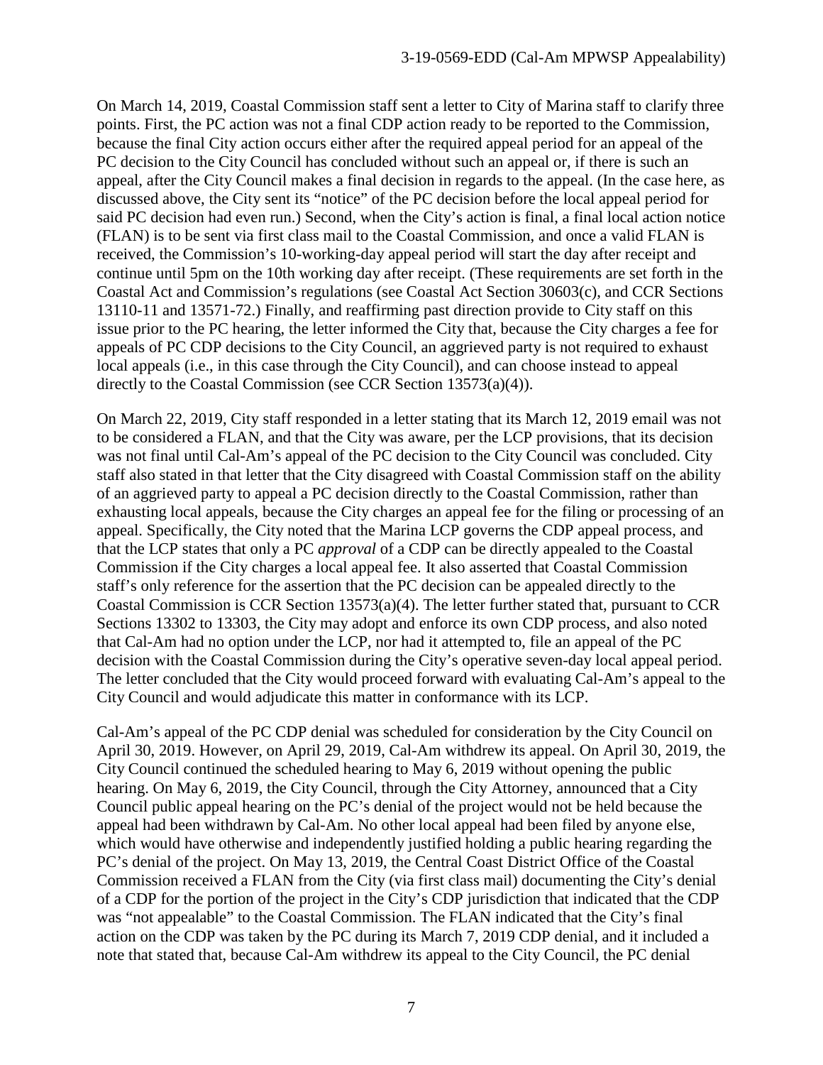On March 14, 2019, Coastal Commission staff sent a letter to City of Marina staff to clarify three points. First, the PC action was not a final CDP action ready to be reported to the Commission, because the final City action occurs either after the required appeal period for an appeal of the PC decision to the City Council has concluded without such an appeal or, if there is such an appeal, after the City Council makes a final decision in regards to the appeal. (In the case here, as discussed above, the City sent its "notice" of the PC decision before the local appeal period for said PC decision had even run.) Second, when the City's action is final, a final local action notice (FLAN) is to be sent via first class mail to the Coastal Commission, and once a valid FLAN is received, the Commission's 10-working-day appeal period will start the day after receipt and continue until 5pm on the 10th working day after receipt. (These requirements are set forth in the Coastal Act and Commission's regulations (see Coastal Act Section 30603(c), and CCR Sections 13110-11 and 13571-72.) Finally, and reaffirming past direction provide to City staff on this issue prior to the PC hearing, the letter informed the City that, because the City charges a fee for appeals of PC CDP decisions to the City Council, an aggrieved party is not required to exhaust local appeals (i.e., in this case through the City Council), and can choose instead to appeal directly to the Coastal Commission (see CCR Section 13573(a)(4)).

On March 22, 2019, City staff responded in a letter stating that its March 12, 2019 email was not to be considered a FLAN, and that the City was aware, per the LCP provisions, that its decision was not final until Cal-Am's appeal of the PC decision to the City Council was concluded. City staff also stated in that letter that the City disagreed with Coastal Commission staff on the ability of an aggrieved party to appeal a PC decision directly to the Coastal Commission, rather than exhausting local appeals, because the City charges an appeal fee for the filing or processing of an appeal. Specifically, the City noted that the Marina LCP governs the CDP appeal process, and that the LCP states that only a PC *approval* of a CDP can be directly appealed to the Coastal Commission if the City charges a local appeal fee. It also asserted that Coastal Commission staff's only reference for the assertion that the PC decision can be appealed directly to the Coastal Commission is CCR Section 13573(a)(4). The letter further stated that, pursuant to CCR Sections 13302 to 13303, the City may adopt and enforce its own CDP process, and also noted that Cal-Am had no option under the LCP, nor had it attempted to, file an appeal of the PC decision with the Coastal Commission during the City's operative seven-day local appeal period. The letter concluded that the City would proceed forward with evaluating Cal-Am's appeal to the City Council and would adjudicate this matter in conformance with its LCP.

Cal-Am's appeal of the PC CDP denial was scheduled for consideration by the City Council on April 30, 2019. However, on April 29, 2019, Cal-Am withdrew its appeal. On April 30, 2019, the City Council continued the scheduled hearing to May 6, 2019 without opening the public hearing. On May 6, 2019, the City Council, through the City Attorney, announced that a City Council public appeal hearing on the PC's denial of the project would not be held because the appeal had been withdrawn by Cal-Am. No other local appeal had been filed by anyone else, which would have otherwise and independently justified holding a public hearing regarding the PC's denial of the project. On May 13, 2019, the Central Coast District Office of the Coastal Commission received a FLAN from the City (via first class mail) documenting the City's denial of a CDP for the portion of the project in the City's CDP jurisdiction that indicated that the CDP was "not appealable" to the Coastal Commission. The FLAN indicated that the City's final action on the CDP was taken by the PC during its March 7, 2019 CDP denial, and it included a note that stated that, because Cal-Am withdrew its appeal to the City Council, the PC denial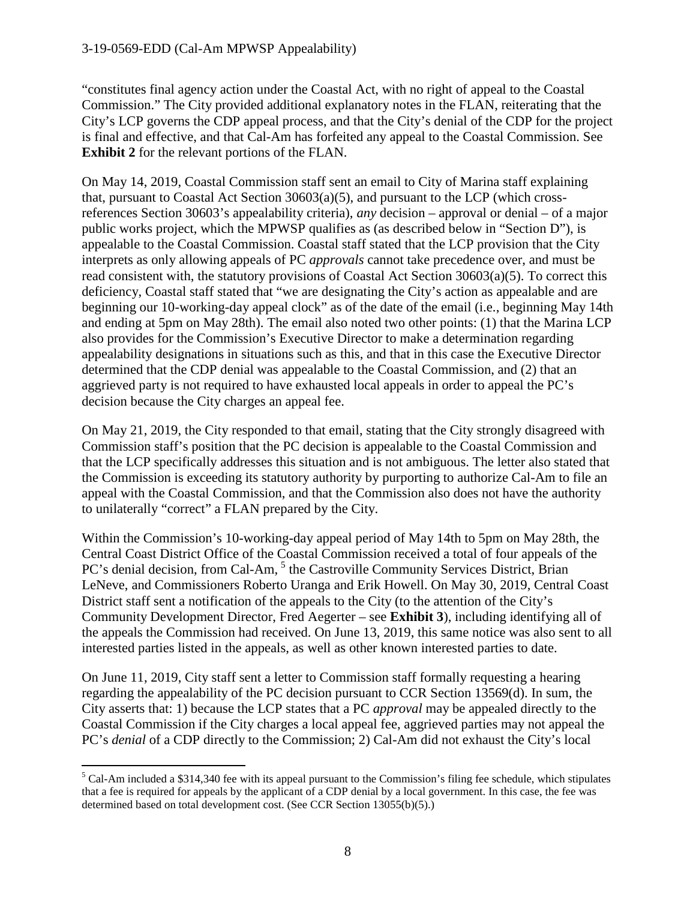"constitutes final agency action under the Coastal Act, with no right of appeal to the Coastal Commission." The City provided additional explanatory notes in the FLAN, reiterating that the City's LCP governs the CDP appeal process, and that the City's denial of the CDP for the project is final and effective, and that Cal-Am has forfeited any appeal to the Coastal Commission. See **Exhibit 2** for the relevant portions of the FLAN.

On May 14, 2019, Coastal Commission staff sent an email to City of Marina staff explaining that, pursuant to Coastal Act Section 30603(a)(5), and pursuant to the LCP (which cross-references Section 30603's appealability criteria), *any* decision – approval or denial – of a major public works project, which the MPWSP qualifies as (as described below in "Section D"), is appealable to the Coastal Commission. Coastal staff stated that the LCP provision that the City interprets as only allowing appeals of PC *approvals* cannot take precedence over, and must be read consistent with, the statutory provisions of Coastal Act Section 30603(a)(5). To correct this deficiency, Coastal staff stated that "we are designating the City's action as appealable and are beginning our 10-working-day appeal clock" as of the date of the email (i.e., beginning May 14th and ending at 5pm on May 28th). The email also noted two other points: (1) that the Marina LCP also provides for the Commission's Executive Director to make a determination regarding appealability designations in situations such as this, and that in this case the Executive Director determined that the CDP denial was appealable to the Coastal Commission, and (2) that an aggrieved party is not required to have exhausted local appeals in order to appeal the PC's decision because the City charges an appeal fee.

On May 21, 2019, the City responded to that email, stating that the City strongly disagreed with Commission staff's position that the PC decision is appealable to the Coastal Commission and that the LCP specifically addresses this situation and is not ambiguous. The letter also stated that the Commission is exceeding its statutory authority by purporting to authorize Cal-Am to file an appeal with the Coastal Commission, and that the Commission also does not have the authority to unilaterally "correct" a FLAN prepared by the City.

Within the Commission's 10-working-day appeal period of May 14th to 5pm on May 28th, the Central Coast District Office of the Coastal Commission received a total of four appeals of the PC's denial decision, from Cal-Am, [5] the Castroville Community Services District, Brian LeNeve, and Commissioners Roberto Uranga and Erik Howell. On May 30, 2019, Central Coast District staff sent a notification of the appeals to the City (to the attention of the City's Community Development Director, Fred Aegerter – see **Exhibit 3**), including identifying all of the appeals the Commission had received. On June 13, 2019, this same notice was also sent to all interested parties listed in the appeals, as well as other known interested parties to date.

On June 11, 2019, City staff sent a letter to Commission staff formally requesting a hearing regarding the appealability of the PC decision pursuant to CCR Section 13569(d). In sum, the City asserts that: 1) because the LCP states that a PC *approval* may be appealed directly to the Coastal Commission if the City charges a local appeal fee, aggrieved parties may not appeal the PC's *denial* of a CDP directly to the Commission; 2) Cal-Am did not exhaust the City's local

[5] Cal-Am included a $314,340 fee with its appeal pursuant to the Commission's filing fee schedule, which stipulates that a fee is required for appeals by the applicant of a CDP denial by a local government. In this case, the fee was determined based on total development cost. (See CCR Section 13055(b)(5).)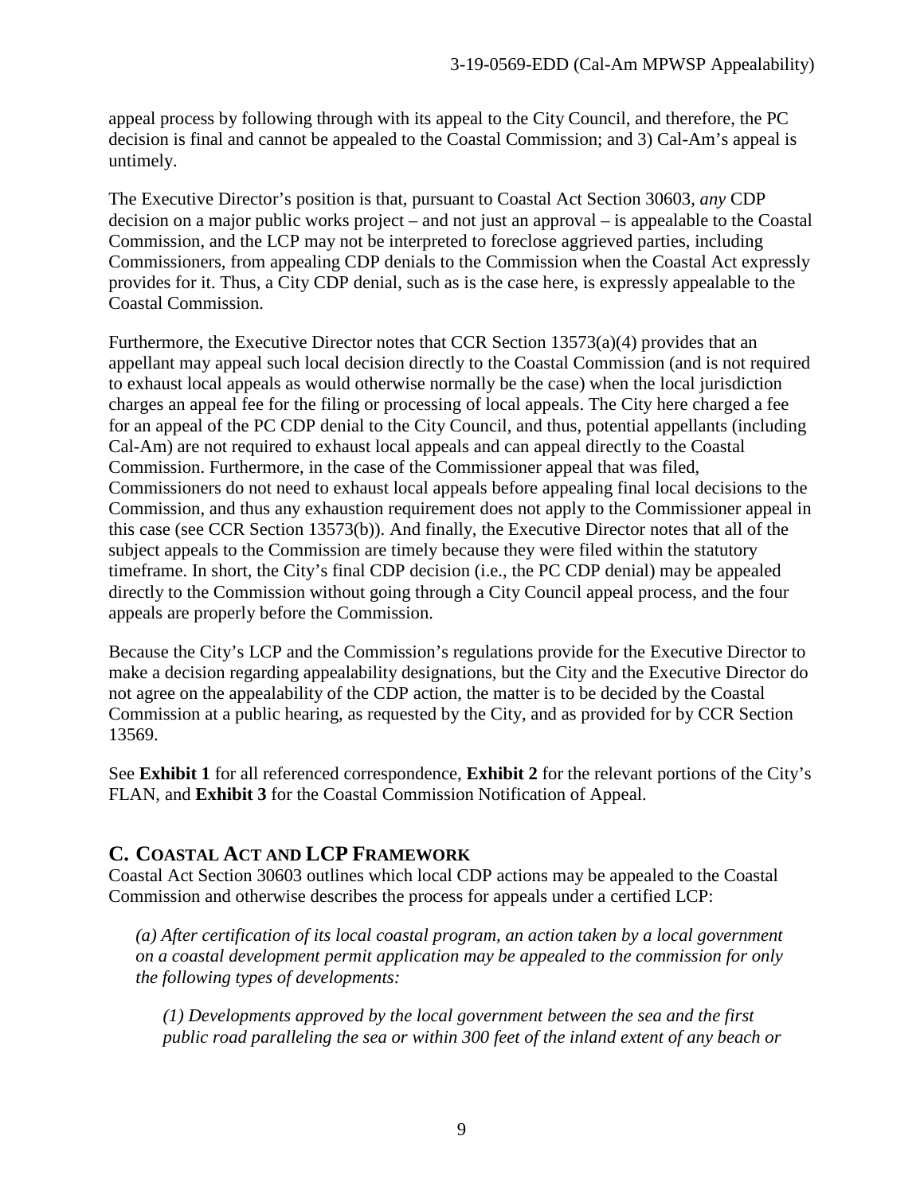appeal process by following through with its appeal to the City Council, and therefore, the PC decision is final and cannot be appealed to the Coastal Commission; and 3) Cal-Am's appeal is untimely.

The Executive Director's position is that, pursuant to Coastal Act Section 30603, *any* CDP decision on a major public works project – and not just an approval – is appealable to the Coastal Commission, and the LCP may not be interpreted to foreclose aggrieved parties, including Commissioners, from appealing CDP denials to the Commission when the Coastal Act expressly provides for it. Thus, a City CDP denial, such as is the case here, is expressly appealable to the Coastal Commission.

Furthermore, the Executive Director notes that CCR Section 13573(a)(4) provides that an appellant may appeal such local decision directly to the Coastal Commission (and is not required to exhaust local appeals as would otherwise normally be the case) when the local jurisdiction charges an appeal fee for the filing or processing of local appeals. The City here charged a fee for an appeal of the PC CDP denial to the City Council, and thus, potential appellants (including Cal-Am) are not required to exhaust local appeals and can appeal directly to the Coastal Commission. Furthermore, in the case of the Commissioner appeal that was filed, Commissioners do not need to exhaust local appeals before appealing final local decisions to the Commission, and thus any exhaustion requirement does not apply to the Commissioner appeal in this case (see CCR Section 13573(b)). And finally, the Executive Director notes that all of the subject appeals to the Commission are timely because they were filed within the statutory timeframe. In short, the City's final CDP decision (i.e., the PC CDP denial) may be appealed directly to the Commission without going through a City Council appeal process, and the four appeals are properly before the Commission.

Because the City's LCP and the Commission's regulations provide for the Executive Director to make a decision regarding appealability designations, but the City and the Executive Director do not agree on the appealability of the CDP action, the matter is to be decided by the Coastal Commission at a public hearing, as requested by the City, and as provided for by CCR Section 13569.

See **Exhibit 1** for all referenced correspondence, **Exhibit 2** for the relevant portions of the City's FLAN, and **Exhibit 3** for the Coastal Commission Notification of Appeal.

## C. Coastal Act and LCP Framework

Coastal Act Section 30603 outlines which local CDP actions may be appealed to the Coastal Commission and otherwise describes the process for appeals under a certified LCP:

> *(a) After certification of its local coastal program, an action taken by a local government on a coastal development permit application may be appealed to the commission for only the following types of developments:*
>
> *(1) Developments approved by the local government between the sea and the first public road paralleling the sea or within 300 feet of the inland extent of any beach or*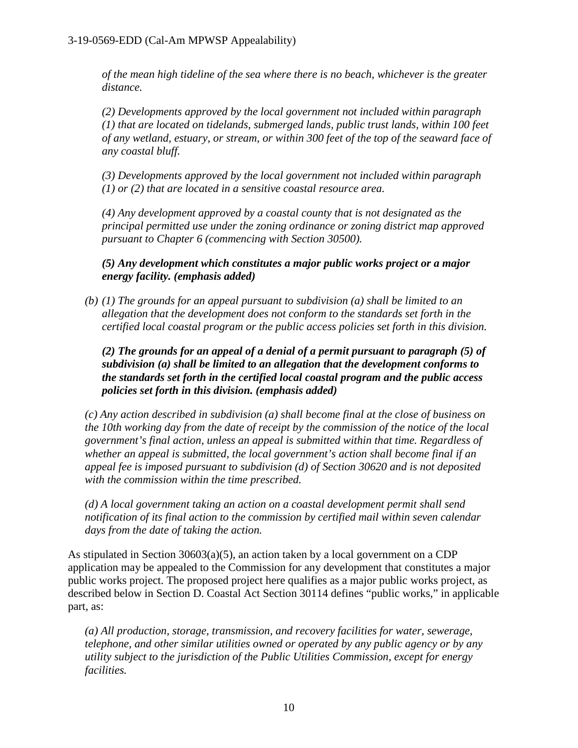*of the mean high tideline of the sea where there is no beach, whichever is the greater distance.*

*(2) Developments approved by the local government not included within paragraph (1) that are located on tidelands, submerged lands, public trust lands, within 100 feet of any wetland, estuary, or stream, or within 300 feet of the top of the seaward face of any coastal bluff.*

*(3) Developments approved by the local government not included within paragraph (1) or (2) that are located in a sensitive coastal resource area.*

*(4) Any development approved by a coastal county that is not designated as the principal permitted use under the zoning ordinance or zoning district map approved pursuant to Chapter 6 (commencing with Section 30500).*

***(5) Any development which constitutes a major public works project or a major energy facility. (emphasis added)***

*(b) (1) The grounds for an appeal pursuant to subdivision (a) shall be limited to an allegation that the development does not conform to the standards set forth in the certified local coastal program or the public access policies set forth in this division.*

***(2) The grounds for an appeal of a denial of a permit pursuant to paragraph (5) of subdivision (a) shall be limited to an allegation that the development conforms to the standards set forth in the certified local coastal program and the public access policies set forth in this division. (emphasis added)***

*(c) Any action described in subdivision (a) shall become final at the close of business on the 10th working day from the date of receipt by the commission of the notice of the local government's final action, unless an appeal is submitted within that time. Regardless of whether an appeal is submitted, the local government's action shall become final if an appeal fee is imposed pursuant to subdivision (d) of Section 30620 and is not deposited with the commission within the time prescribed.*

*(d) A local government taking an action on a coastal development permit shall send notification of its final action to the commission by certified mail within seven calendar days from the date of taking the action.*

As stipulated in Section 30603(a)(5), an action taken by a local government on a CDP application may be appealed to the Commission for any development that constitutes a major public works project. The proposed project here qualifies as a major public works project, as described below in Section D. Coastal Act Section 30114 defines "public works," in applicable part, as:

*(a) All production, storage, transmission, and recovery facilities for water, sewerage, telephone, and other similar utilities owned or operated by any public agency or by any utility subject to the jurisdiction of the Public Utilities Commission, except for energy facilities.*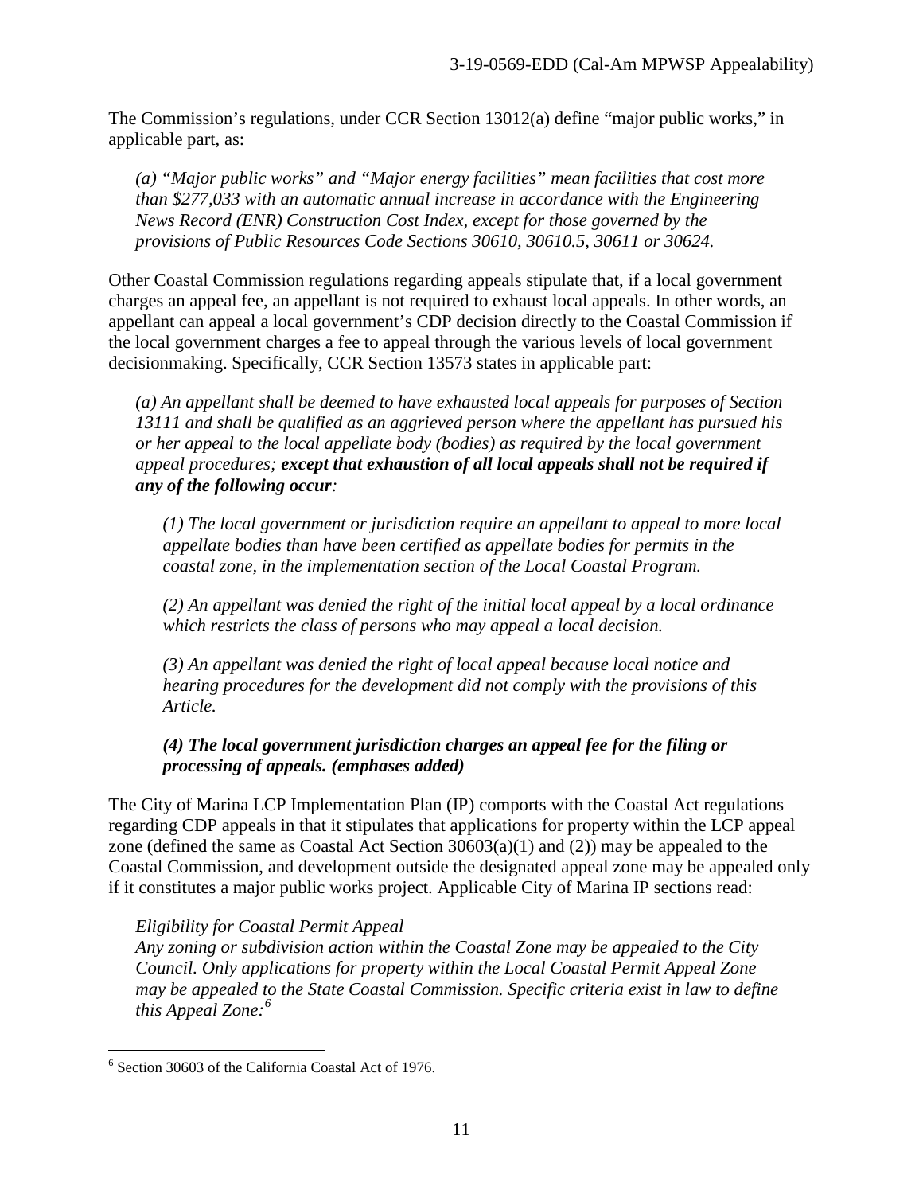The Commission's regulations, under CCR Section 13012(a) define "major public works," in applicable part, as:

> *(a) "Major public works" and "Major energy facilities" mean facilities that cost more than $277,033 with an automatic annual increase in accordance with the Engineering News Record (ENR) Construction Cost Index, except for those governed by the provisions of Public Resources Code Sections 30610, 30610.5, 30611 or 30624.*

Other Coastal Commission regulations regarding appeals stipulate that, if a local government charges an appeal fee, an appellant is not required to exhaust local appeals. In other words, an appellant can appeal a local government's CDP decision directly to the Coastal Commission if the local government charges a fee to appeal through the various levels of local government decisionmaking. Specifically, CCR Section 13573 states in applicable part:

> *(a) An appellant shall be deemed to have exhausted local appeals for purposes of Section 13111 and shall be qualified as an aggrieved person where the appellant has pursued his or her appeal to the local appellate body (bodies) as required by the local government appeal procedures;* ***except that exhaustion of all local appeals shall not be required if any of the following occur****:*
>
> > *(1) The local government or jurisdiction require an appellant to appeal to more local appellate bodies than have been certified as appellate bodies for permits in the coastal zone, in the implementation section of the Local Coastal Program.*
> >
> > *(2) An appellant was denied the right of the initial local appeal by a local ordinance which restricts the class of persons who may appeal a local decision.*
> >
> > *(3) An appellant was denied the right of local appeal because local notice and hearing procedures for the development did not comply with the provisions of this Article.*
> >
> > ***(4) The local government jurisdiction charges an appeal fee for the filing or processing of appeals. (emphases added)***

The City of Marina LCP Implementation Plan (IP) comports with the Coastal Act regulations regarding CDP appeals in that it stipulates that applications for property within the LCP appeal zone (defined the same as Coastal Act Section 30603(a)(1) and (2)) may be appealed to the Coastal Commission, and development outside the designated appeal zone may be appealed only if it constitutes a major public works project. Applicable City of Marina IP sections read:

> *Eligibility for Coastal Permit Appeal*
>
> *Any zoning or subdivision action within the Coastal Zone may be appealed to the City Council. Only applications for property within the Local Coastal Permit Appeal Zone may be appealed to the State Coastal Commission. Specific criteria exist in law to define this Appeal Zone:*[6]

---

[6] Section 30603 of the California Coastal Act of 1976.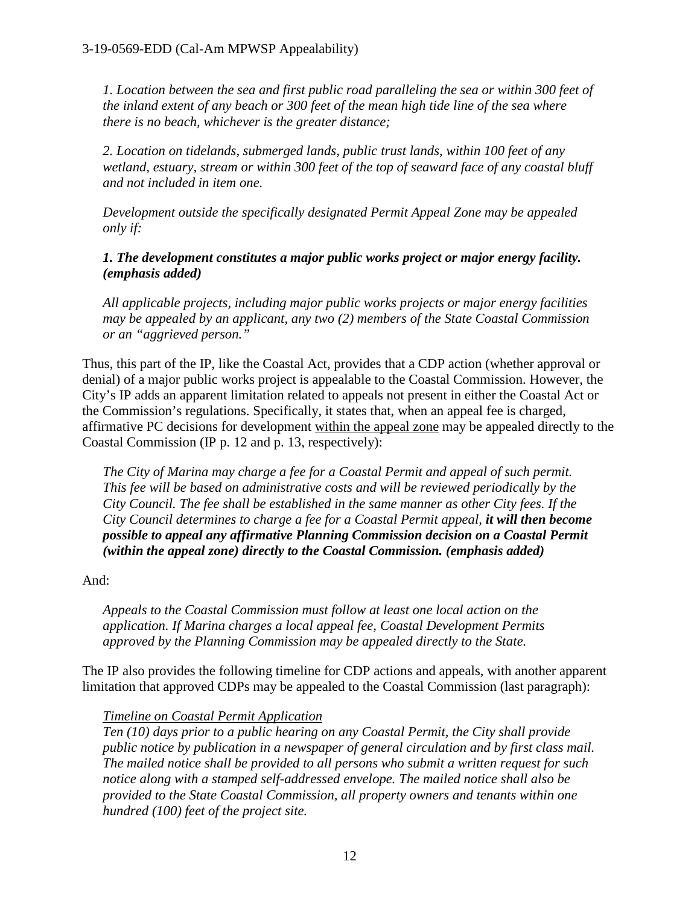*1. Location between the sea and first public road paralleling the sea or within 300 feet of the inland extent of any beach or 300 feet of the mean high tide line of the sea where there is no beach, whichever is the greater distance;*

*2. Location on tidelands, submerged lands, public trust lands, within 100 feet of any wetland, estuary, stream or within 300 feet of the top of seaward face of any coastal bluff and not included in item one.*

*Development outside the specifically designated Permit Appeal Zone may be appealed only if:*

***1. The development constitutes a major public works project or major energy facility. (emphasis added)***

*All applicable projects, including major public works projects or major energy facilities may be appealed by an applicant, any two (2) members of the State Coastal Commission or an "aggrieved person."*

Thus, this part of the IP, like the Coastal Act, provides that a CDP action (whether approval or denial) of a major public works project is appealable to the Coastal Commission. However, the City's IP adds an apparent limitation related to appeals not present in either the Coastal Act or the Commission's regulations. Specifically, it states that, when an appeal fee is charged, affirmative PC decisions for development <u>within the appeal zone</u> may be appealed directly to the Coastal Commission (IP p. 12 and p. 13, respectively):

*The City of Marina may charge a fee for a Coastal Permit and appeal of such permit. This fee will be based on administrative costs and will be reviewed periodically by the City Council. The fee shall be established in the same manner as other City fees. If the City Council determines to charge a fee for a Coastal Permit appeal, **it will then become possible to appeal any affirmative Planning Commission decision on a Coastal Permit (within the appeal zone) directly to the Coastal Commission. (emphasis added)***

And:

*Appeals to the Coastal Commission must follow at least one local action on the application. If Marina charges a local appeal fee, Coastal Development Permits approved by the Planning Commission may be appealed directly to the State.*

The IP also provides the following timeline for CDP actions and appeals, with another apparent limitation that approved CDPs may be appealed to the Coastal Commission (last paragraph):

*<u>Timeline on Coastal Permit Application</u>*
*Ten (10) days prior to a public hearing on any Coastal Permit, the City shall provide public notice by publication in a newspaper of general circulation and by first class mail. The mailed notice shall be provided to all persons who submit a written request for such notice along with a stamped self-addressed envelope. The mailed notice shall also be provided to the State Coastal Commission, all property owners and tenants within one hundred (100) feet of the project site.*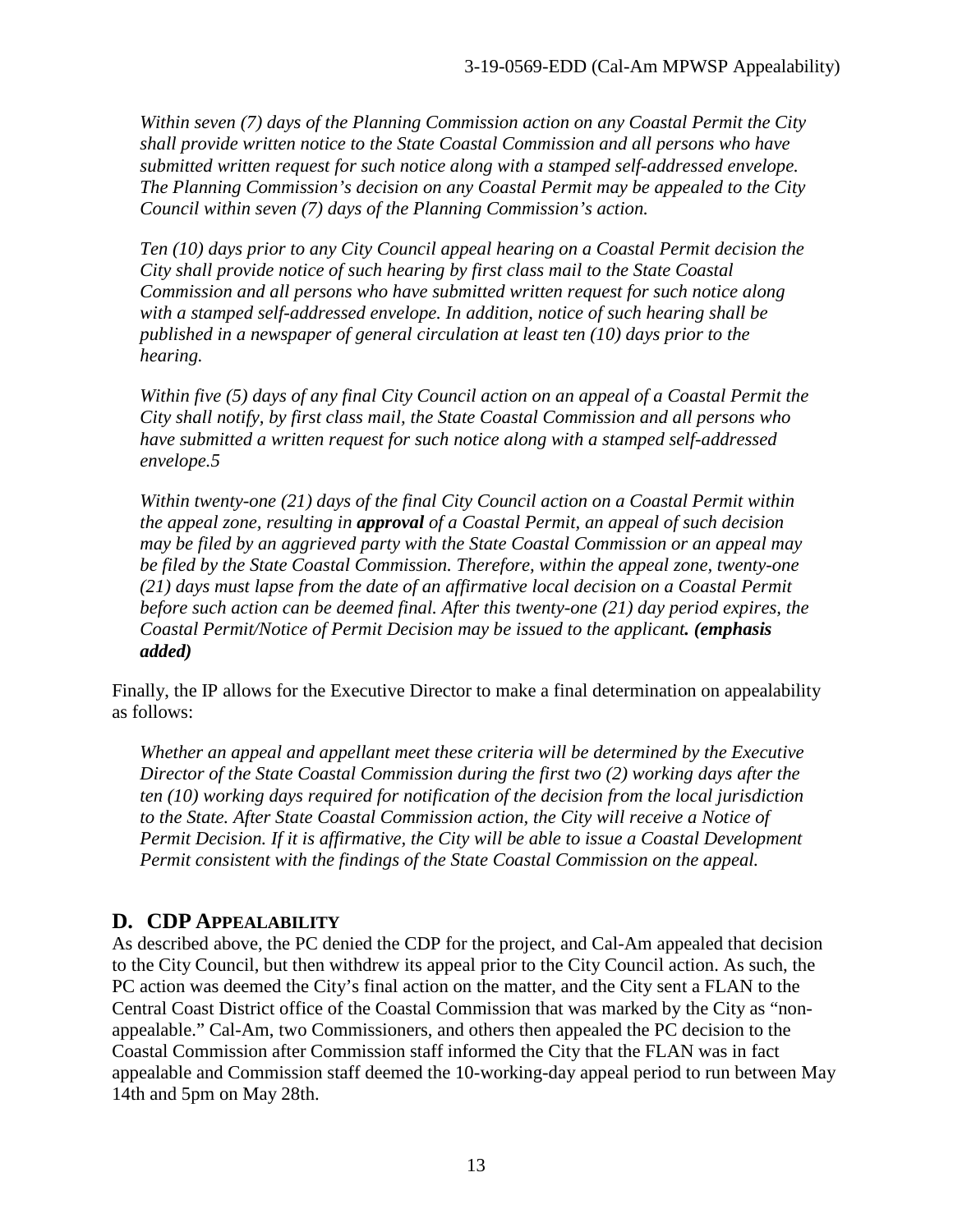*Within seven (7) days of the Planning Commission action on any Coastal Permit the City shall provide written notice to the State Coastal Commission and all persons who have submitted written request for such notice along with a stamped self-addressed envelope. The Planning Commission's decision on any Coastal Permit may be appealed to the City Council within seven (7) days of the Planning Commission's action.*

*Ten (10) days prior to any City Council appeal hearing on a Coastal Permit decision the City shall provide notice of such hearing by first class mail to the State Coastal Commission and all persons who have submitted written request for such notice along with a stamped self-addressed envelope. In addition, notice of such hearing shall be published in a newspaper of general circulation at least ten (10) days prior to the hearing.*

*Within five (5) days of any final City Council action on an appeal of a Coastal Permit the City shall notify, by first class mail, the State Coastal Commission and all persons who have submitted a written request for such notice along with a stamped self-addressed envelope.5*

*Within twenty-one (21) days of the final City Council action on a Coastal Permit within the appeal zone, resulting in* ***approval*** *of a Coastal Permit, an appeal of such decision may be filed by an aggrieved party with the State Coastal Commission or an appeal may be filed by the State Coastal Commission. Therefore, within the appeal zone, twenty-one (21) days must lapse from the date of an affirmative local decision on a Coastal Permit before such action can be deemed final. After this twenty-one (21) day period expires, the Coastal Permit/Notice of Permit Decision may be issued to the applicant.* ***(emphasis added)***

Finally, the IP allows for the Executive Director to make a final determination on appealability as follows:

*Whether an appeal and appellant meet these criteria will be determined by the Executive Director of the State Coastal Commission during the first two (2) working days after the ten (10) working days required for notification of the decision from the local jurisdiction to the State. After State Coastal Commission action, the City will receive a Notice of Permit Decision. If it is affirmative, the City will be able to issue a Coastal Development Permit consistent with the findings of the State Coastal Commission on the appeal.*

## D. CDP Appealability

As described above, the PC denied the CDP for the project, and Cal-Am appealed that decision to the City Council, but then withdrew its appeal prior to the City Council action. As such, the PC action was deemed the City's final action on the matter, and the City sent a FLAN to the Central Coast District office of the Coastal Commission that was marked by the City as "non-appealable." Cal-Am, two Commissioners, and others then appealed the PC decision to the Coastal Commission after Commission staff informed the City that the FLAN was in fact appealable and Commission staff deemed the 10-working-day appeal period to run between May 14th and 5pm on May 28th.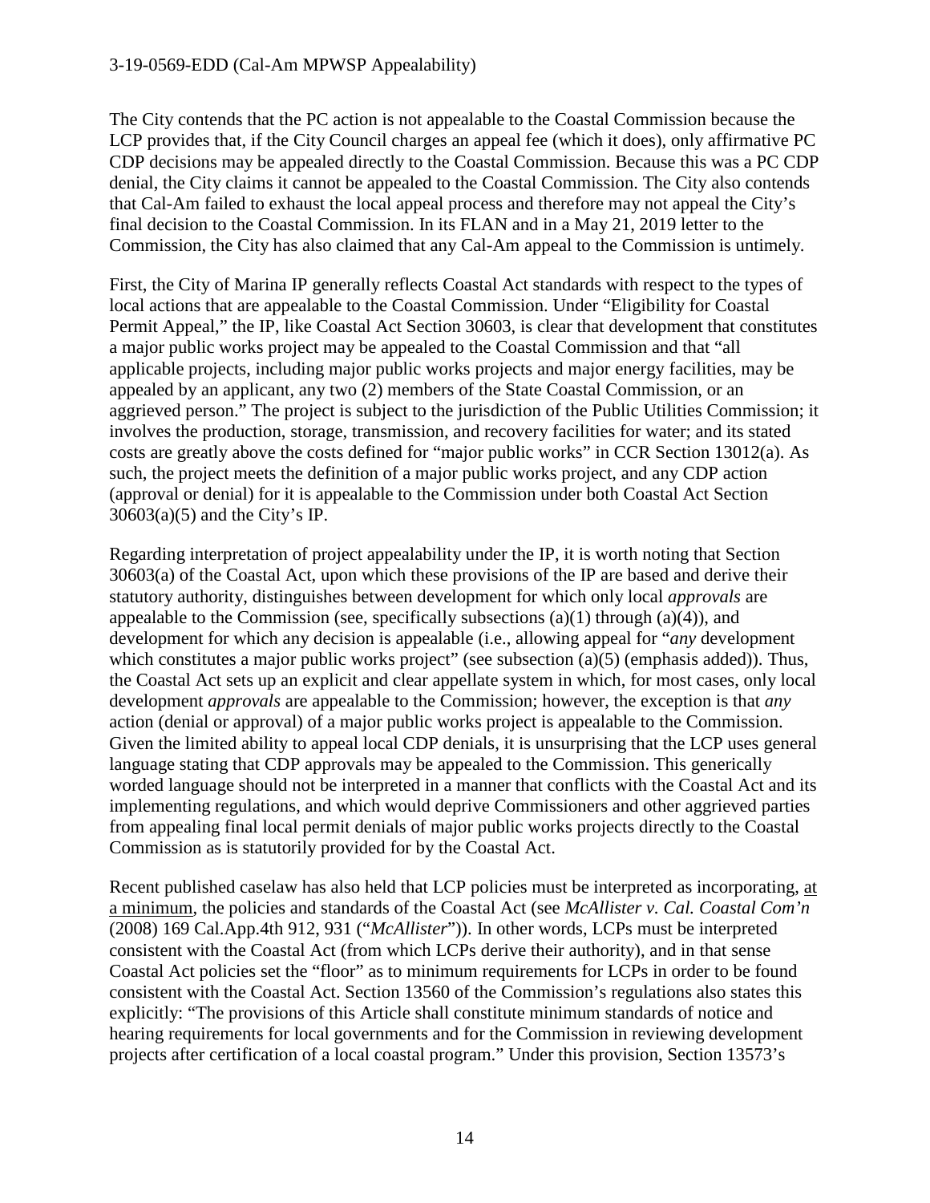The City contends that the PC action is not appealable to the Coastal Commission because the LCP provides that, if the City Council charges an appeal fee (which it does), only affirmative PC CDP decisions may be appealed directly to the Coastal Commission. Because this was a PC CDP denial, the City claims it cannot be appealed to the Coastal Commission. The City also contends that Cal-Am failed to exhaust the local appeal process and therefore may not appeal the City's final decision to the Coastal Commission. In its FLAN and in a May 21, 2019 letter to the Commission, the City has also claimed that any Cal-Am appeal to the Commission is untimely.

First, the City of Marina IP generally reflects Coastal Act standards with respect to the types of local actions that are appealable to the Coastal Commission. Under "Eligibility for Coastal Permit Appeal," the IP, like Coastal Act Section 30603, is clear that development that constitutes a major public works project may be appealed to the Coastal Commission and that "all applicable projects, including major public works projects and major energy facilities, may be appealed by an applicant, any two (2) members of the State Coastal Commission, or an aggrieved person." The project is subject to the jurisdiction of the Public Utilities Commission; it involves the production, storage, transmission, and recovery facilities for water; and its stated costs are greatly above the costs defined for "major public works" in CCR Section 13012(a). As such, the project meets the definition of a major public works project, and any CDP action (approval or denial) for it is appealable to the Commission under both Coastal Act Section 30603(a)(5) and the City's IP.

Regarding interpretation of project appealability under the IP, it is worth noting that Section 30603(a) of the Coastal Act, upon which these provisions of the IP are based and derive their statutory authority, distinguishes between development for which only local *approvals* are appealable to the Commission (see, specifically subsections (a)(1) through (a)(4)), and development for which any decision is appealable (i.e., allowing appeal for "*any* development which constitutes a major public works project" (see subsection (a)(5) (emphasis added)). Thus, the Coastal Act sets up an explicit and clear appellate system in which, for most cases, only local development *approvals* are appealable to the Commission; however, the exception is that *any* action (denial or approval) of a major public works project is appealable to the Commission. Given the limited ability to appeal local CDP denials, it is unsurprising that the LCP uses general language stating that CDP approvals may be appealed to the Commission. This generically worded language should not be interpreted in a manner that conflicts with the Coastal Act and its implementing regulations, and which would deprive Commissioners and other aggrieved parties from appealing final local permit denials of major public works projects directly to the Coastal Commission as is statutorily provided for by the Coastal Act.

Recent published caselaw has also held that LCP policies must be interpreted as incorporating, <u>at a minimum</u>, the policies and standards of the Coastal Act (see *McAllister v. Cal. Coastal Com'n* (2008) 169 Cal.App.4th 912, 931 ("*McAllister*")). In other words, LCPs must be interpreted consistent with the Coastal Act (from which LCPs derive their authority), and in that sense Coastal Act policies set the "floor" as to minimum requirements for LCPs in order to be found consistent with the Coastal Act. Section 13560 of the Commission's regulations also states this explicitly: "The provisions of this Article shall constitute minimum standards of notice and hearing requirements for local governments and for the Commission in reviewing development projects after certification of a local coastal program." Under this provision, Section 13573's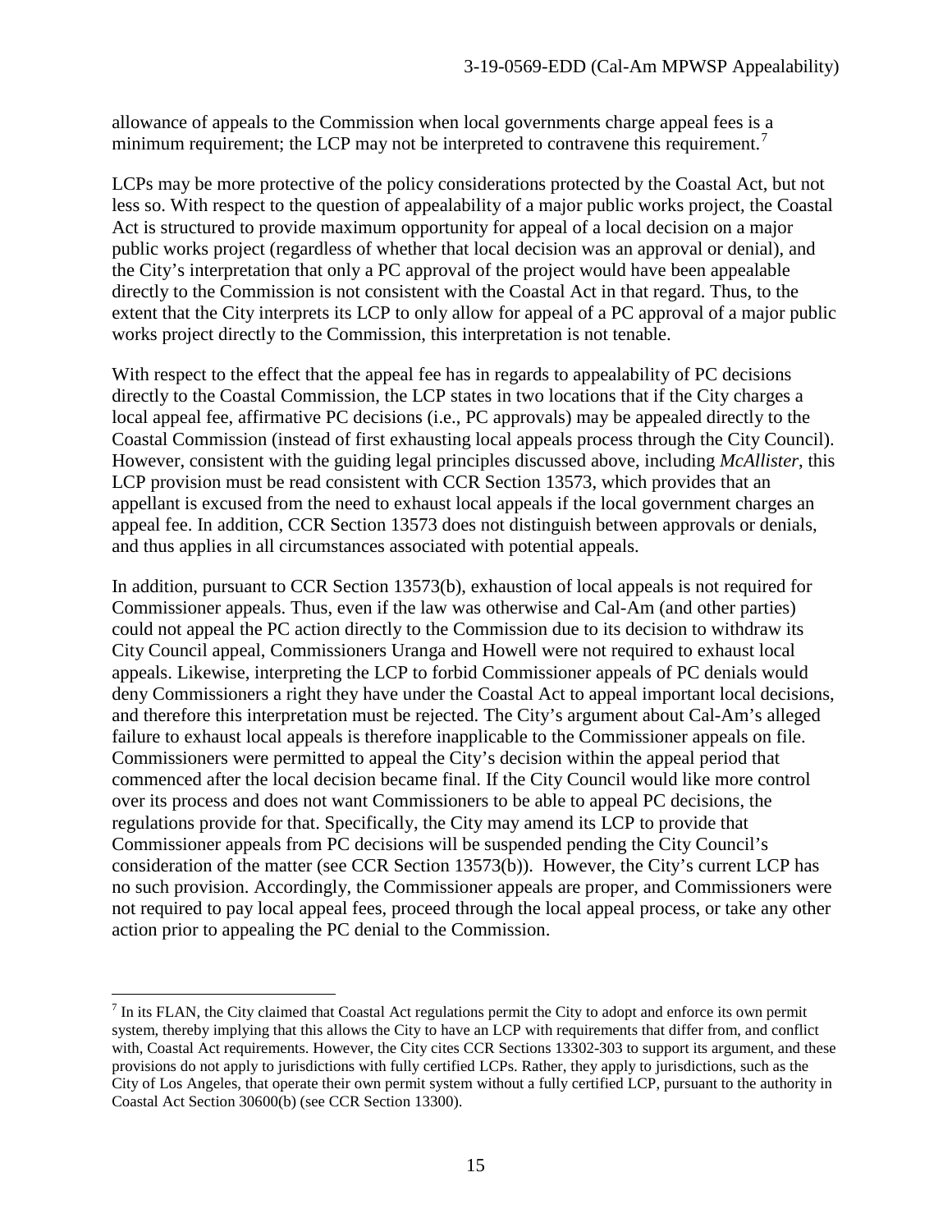allowance of appeals to the Commission when local governments charge appeal fees is a minimum requirement; the LCP may not be interpreted to contravene this requirement.[7]

LCPs may be more protective of the policy considerations protected by the Coastal Act, but not less so. With respect to the question of appealability of a major public works project, the Coastal Act is structured to provide maximum opportunity for appeal of a local decision on a major public works project (regardless of whether that local decision was an approval or denial), and the City's interpretation that only a PC approval of the project would have been appealable directly to the Commission is not consistent with the Coastal Act in that regard. Thus, to the extent that the City interprets its LCP to only allow for appeal of a PC approval of a major public works project directly to the Commission, this interpretation is not tenable.

With respect to the effect that the appeal fee has in regards to appealability of PC decisions directly to the Coastal Commission, the LCP states in two locations that if the City charges a local appeal fee, affirmative PC decisions (i.e., PC approvals) may be appealed directly to the Coastal Commission (instead of first exhausting local appeals process through the City Council). However, consistent with the guiding legal principles discussed above, including *McAllister*, this LCP provision must be read consistent with CCR Section 13573, which provides that an appellant is excused from the need to exhaust local appeals if the local government charges an appeal fee. In addition, CCR Section 13573 does not distinguish between approvals or denials, and thus applies in all circumstances associated with potential appeals.

In addition, pursuant to CCR Section 13573(b), exhaustion of local appeals is not required for Commissioner appeals. Thus, even if the law was otherwise and Cal-Am (and other parties) could not appeal the PC action directly to the Commission due to its decision to withdraw its City Council appeal, Commissioners Uranga and Howell were not required to exhaust local appeals. Likewise, interpreting the LCP to forbid Commissioner appeals of PC denials would deny Commissioners a right they have under the Coastal Act to appeal important local decisions, and therefore this interpretation must be rejected. The City's argument about Cal-Am's alleged failure to exhaust local appeals is therefore inapplicable to the Commissioner appeals on file. Commissioners were permitted to appeal the City's decision within the appeal period that commenced after the local decision became final. If the City Council would like more control over its process and does not want Commissioners to be able to appeal PC decisions, the regulations provide for that. Specifically, the City may amend its LCP to provide that Commissioner appeals from PC decisions will be suspended pending the City Council's consideration of the matter (see CCR Section 13573(b)). However, the City's current LCP has no such provision. Accordingly, the Commissioner appeals are proper, and Commissioners were not required to pay local appeal fees, proceed through the local appeal process, or take any other action prior to appealing the PC denial to the Commission.

---

[7] In its FLAN, the City claimed that Coastal Act regulations permit the City to adopt and enforce its own permit system, thereby implying that this allows the City to have an LCP with requirements that differ from, and conflict with, Coastal Act requirements. However, the City cites CCR Sections 13302-303 to support its argument, and these provisions do not apply to jurisdictions with fully certified LCPs. Rather, they apply to jurisdictions, such as the City of Los Angeles, that operate their own permit system without a fully certified LCP, pursuant to the authority in Coastal Act Section 30600(b) (see CCR Section 13300).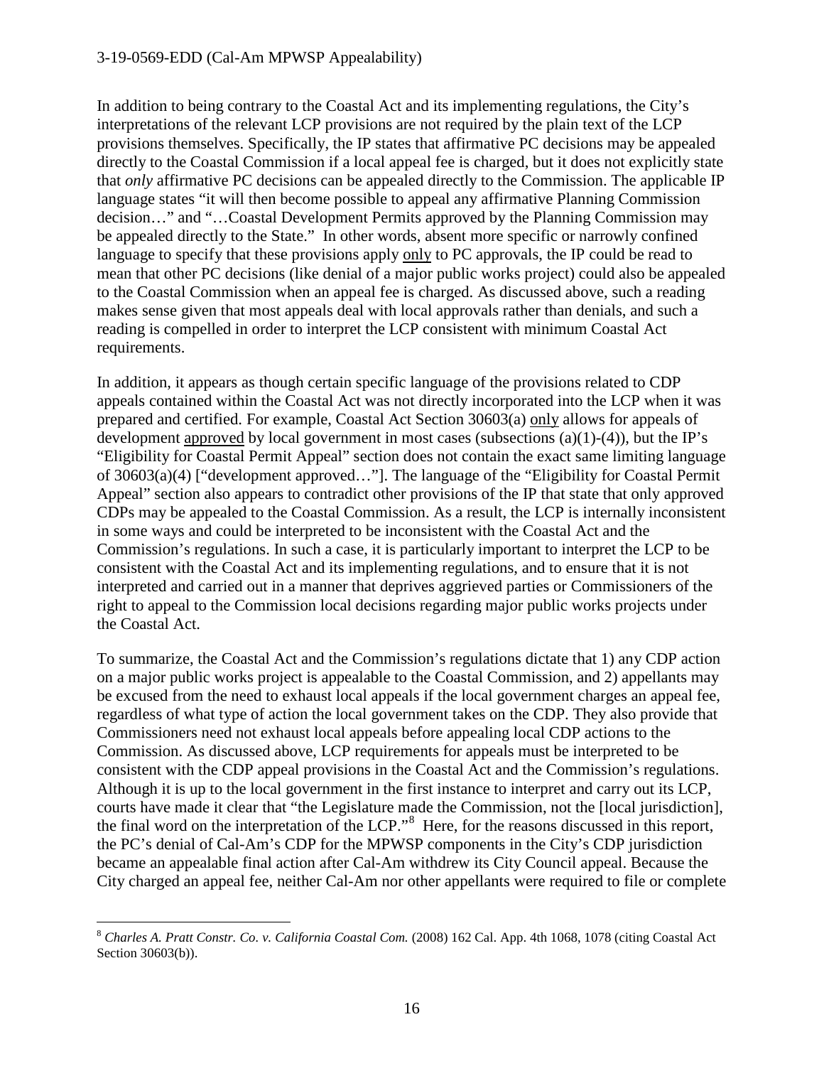In addition to being contrary to the Coastal Act and its implementing regulations, the City's interpretations of the relevant LCP provisions are not required by the plain text of the LCP provisions themselves. Specifically, the IP states that affirmative PC decisions may be appealed directly to the Coastal Commission if a local appeal fee is charged, but it does not explicitly state that *only* affirmative PC decisions can be appealed directly to the Commission. The applicable IP language states "it will then become possible to appeal any affirmative Planning Commission decision…" and "…Coastal Development Permits approved by the Planning Commission may be appealed directly to the State." In other words, absent more specific or narrowly confined language to specify that these provisions apply only to PC approvals, the IP could be read to mean that other PC decisions (like denial of a major public works project) could also be appealed to the Coastal Commission when an appeal fee is charged. As discussed above, such a reading makes sense given that most appeals deal with local approvals rather than denials, and such a reading is compelled in order to interpret the LCP consistent with minimum Coastal Act requirements.

In addition, it appears as though certain specific language of the provisions related to CDP appeals contained within the Coastal Act was not directly incorporated into the LCP when it was prepared and certified. For example, Coastal Act Section 30603(a) only allows for appeals of development approved by local government in most cases (subsections (a)(1)-(4)), but the IP's "Eligibility for Coastal Permit Appeal" section does not contain the exact same limiting language of 30603(a)(4) ["development approved…"]. The language of the "Eligibility for Coastal Permit Appeal" section also appears to contradict other provisions of the IP that state that only approved CDPs may be appealed to the Coastal Commission. As a result, the LCP is internally inconsistent in some ways and could be interpreted to be inconsistent with the Coastal Act and the Commission's regulations. In such a case, it is particularly important to interpret the LCP to be consistent with the Coastal Act and its implementing regulations, and to ensure that it is not interpreted and carried out in a manner that deprives aggrieved parties or Commissioners of the right to appeal to the Commission local decisions regarding major public works projects under the Coastal Act.

To summarize, the Coastal Act and the Commission's regulations dictate that 1) any CDP action on a major public works project is appealable to the Coastal Commission, and 2) appellants may be excused from the need to exhaust local appeals if the local government charges an appeal fee, regardless of what type of action the local government takes on the CDP. They also provide that Commissioners need not exhaust local appeals before appealing local CDP actions to the Commission. As discussed above, LCP requirements for appeals must be interpreted to be consistent with the CDP appeal provisions in the Coastal Act and the Commission's regulations. Although it is up to the local government in the first instance to interpret and carry out its LCP, courts have made it clear that "the Legislature made the Commission, not the [local jurisdiction], the final word on the interpretation of the LCP."[8] Here, for the reasons discussed in this report, the PC's denial of Cal-Am's CDP for the MPWSP components in the City's CDP jurisdiction became an appealable final action after Cal-Am withdrew its City Council appeal. Because the City charged an appeal fee, neither Cal-Am nor other appellants were required to file or complete

[8] *Charles A. Pratt Constr. Co. v. California Coastal Com.* (2008) 162 Cal. App. 4th 1068, 1078 (citing Coastal Act Section 30603(b)).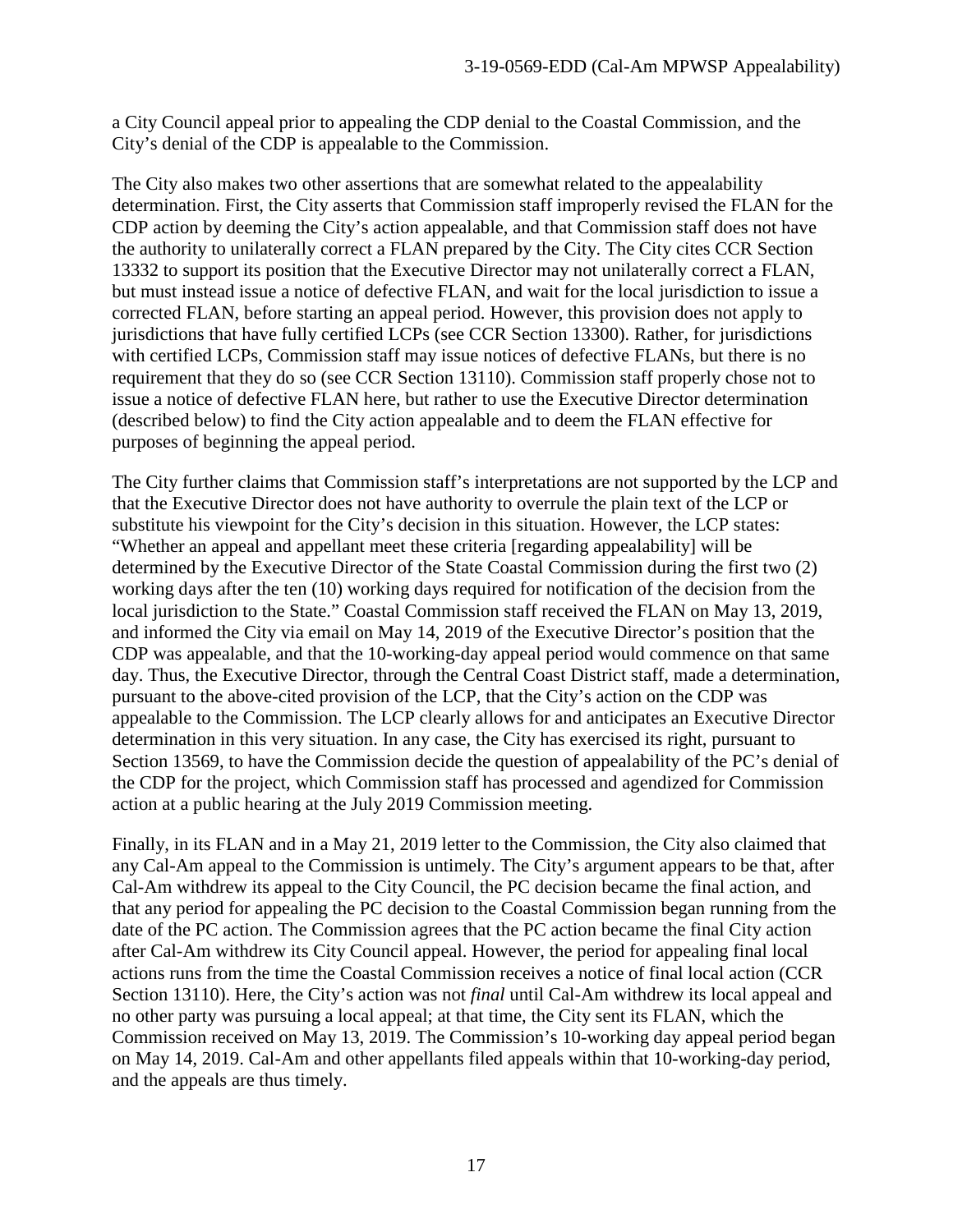a City Council appeal prior to appealing the CDP denial to the Coastal Commission, and the City's denial of the CDP is appealable to the Commission.

The City also makes two other assertions that are somewhat related to the appealability determination. First, the City asserts that Commission staff improperly revised the FLAN for the CDP action by deeming the City's action appealable, and that Commission staff does not have the authority to unilaterally correct a FLAN prepared by the City. The City cites CCR Section 13332 to support its position that the Executive Director may not unilaterally correct a FLAN, but must instead issue a notice of defective FLAN, and wait for the local jurisdiction to issue a corrected FLAN, before starting an appeal period. However, this provision does not apply to jurisdictions that have fully certified LCPs (see CCR Section 13300). Rather, for jurisdictions with certified LCPs, Commission staff may issue notices of defective FLANs, but there is no requirement that they do so (see CCR Section 13110). Commission staff properly chose not to issue a notice of defective FLAN here, but rather to use the Executive Director determination (described below) to find the City action appealable and to deem the FLAN effective for purposes of beginning the appeal period.

The City further claims that Commission staff's interpretations are not supported by the LCP and that the Executive Director does not have authority to overrule the plain text of the LCP or substitute his viewpoint for the City's decision in this situation. However, the LCP states: "Whether an appeal and appellant meet these criteria [regarding appealability] will be determined by the Executive Director of the State Coastal Commission during the first two (2) working days after the ten (10) working days required for notification of the decision from the local jurisdiction to the State." Coastal Commission staff received the FLAN on May 13, 2019, and informed the City via email on May 14, 2019 of the Executive Director's position that the CDP was appealable, and that the 10-working-day appeal period would commence on that same day. Thus, the Executive Director, through the Central Coast District staff, made a determination, pursuant to the above-cited provision of the LCP, that the City's action on the CDP was appealable to the Commission. The LCP clearly allows for and anticipates an Executive Director determination in this very situation. In any case, the City has exercised its right, pursuant to Section 13569, to have the Commission decide the question of appealability of the PC's denial of the CDP for the project, which Commission staff has processed and agendized for Commission action at a public hearing at the July 2019 Commission meeting.

Finally, in its FLAN and in a May 21, 2019 letter to the Commission, the City also claimed that any Cal-Am appeal to the Commission is untimely. The City's argument appears to be that, after Cal-Am withdrew its appeal to the City Council, the PC decision became the final action, and that any period for appealing the PC decision to the Coastal Commission began running from the date of the PC action. The Commission agrees that the PC action became the final City action after Cal-Am withdrew its City Council appeal. However, the period for appealing final local actions runs from the time the Coastal Commission receives a notice of final local action (CCR Section 13110). Here, the City's action was not *final* until Cal-Am withdrew its local appeal and no other party was pursuing a local appeal; at that time, the City sent its FLAN, which the Commission received on May 13, 2019. The Commission's 10-working day appeal period began on May 14, 2019. Cal-Am and other appellants filed appeals within that 10-working-day period, and the appeals are thus timely.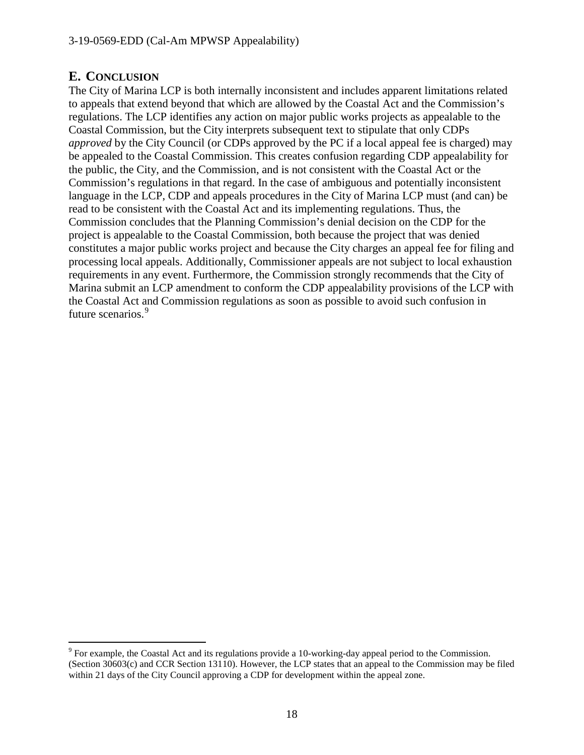## E. CONCLUSION

The City of Marina LCP is both internally inconsistent and includes apparent limitations related to appeals that extend beyond that which are allowed by the Coastal Act and the Commission's regulations. The LCP identifies any action on major public works projects as appealable to the Coastal Commission, but the City interprets subsequent text to stipulate that only CDPs *approved* by the City Council (or CDPs approved by the PC if a local appeal fee is charged) may be appealed to the Coastal Commission. This creates confusion regarding CDP appealability for the public, the City, and the Commission, and is not consistent with the Coastal Act or the Commission's regulations in that regard. In the case of ambiguous and potentially inconsistent language in the LCP, CDP and appeals procedures in the City of Marina LCP must (and can) be read to be consistent with the Coastal Act and its implementing regulations. Thus, the Commission concludes that the Planning Commission's denial decision on the CDP for the project is appealable to the Coastal Commission, both because the project that was denied constitutes a major public works project and because the City charges an appeal fee for filing and processing local appeals. Additionally, Commissioner appeals are not subject to local exhaustion requirements in any event. Furthermore, the Commission strongly recommends that the City of Marina submit an LCP amendment to conform the CDP appealability provisions of the LCP with the Coastal Act and Commission regulations as soon as possible to avoid such confusion in future scenarios.[9]

---

[9] For example, the Coastal Act and its regulations provide a 10-working-day appeal period to the Commission. (Section 30603(c) and CCR Section 13110). However, the LCP states that an appeal to the Commission may be filed within 21 days of the City Council approving a CDP for development within the appeal zone.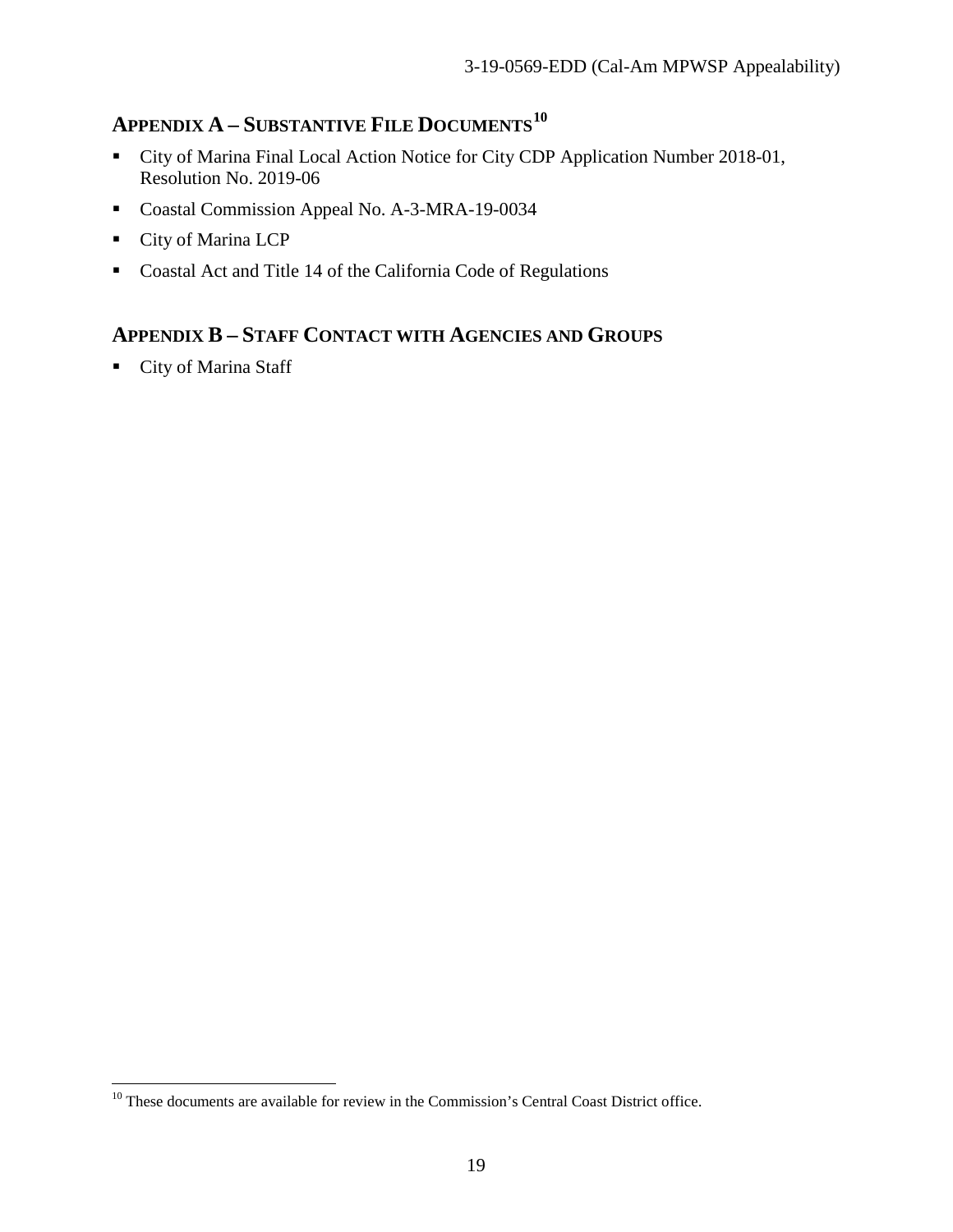## Appendix A – Substantive File Documents[10]

- City of Marina Final Local Action Notice for City CDP Application Number 2018-01, Resolution No. 2019-06
- Coastal Commission Appeal No. A-3-MRA-19-0034
- City of Marina LCP
- Coastal Act and Title 14 of the California Code of Regulations

## Appendix B – Staff Contact with Agencies and Groups

- City of Marina Staff

[10] These documents are available for review in the Commission's Central Coast District office.